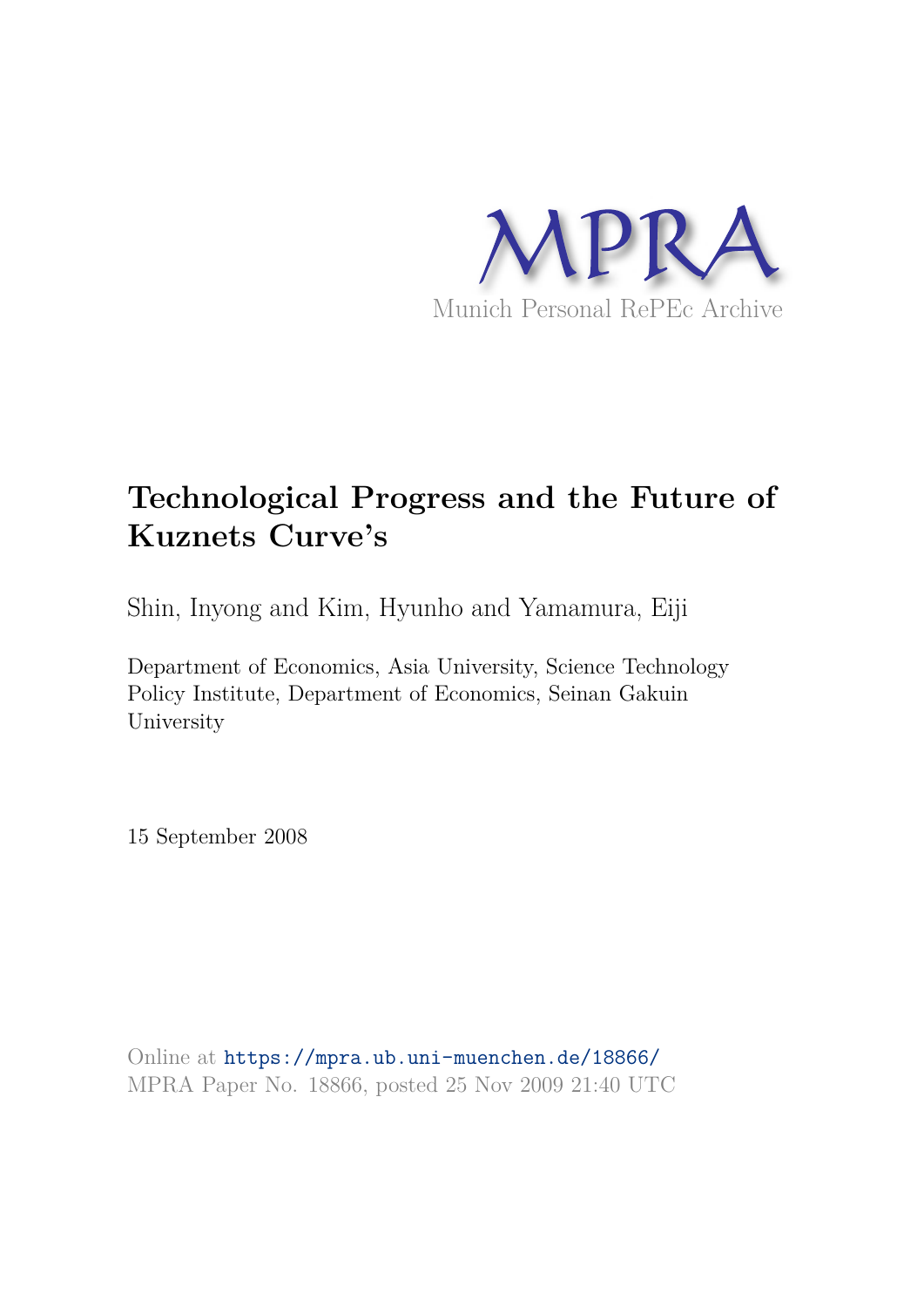MPRA

Munich Personal RePEc Archive

# Technological Progress and the Future of Kuznets Curve's

Shin, Inyong and Kim, Hyunho and Yamamura, Eiji

Department of Economics, Asia University, Science Technology Policy Institute, Department of Economics, Seinan Gakuin University

15 September 2008

Online at https://mpra.ub.uni-muenchen.de/18866/
MPRA Paper No. 18866, posted 25 Nov 2009 21:40 UTC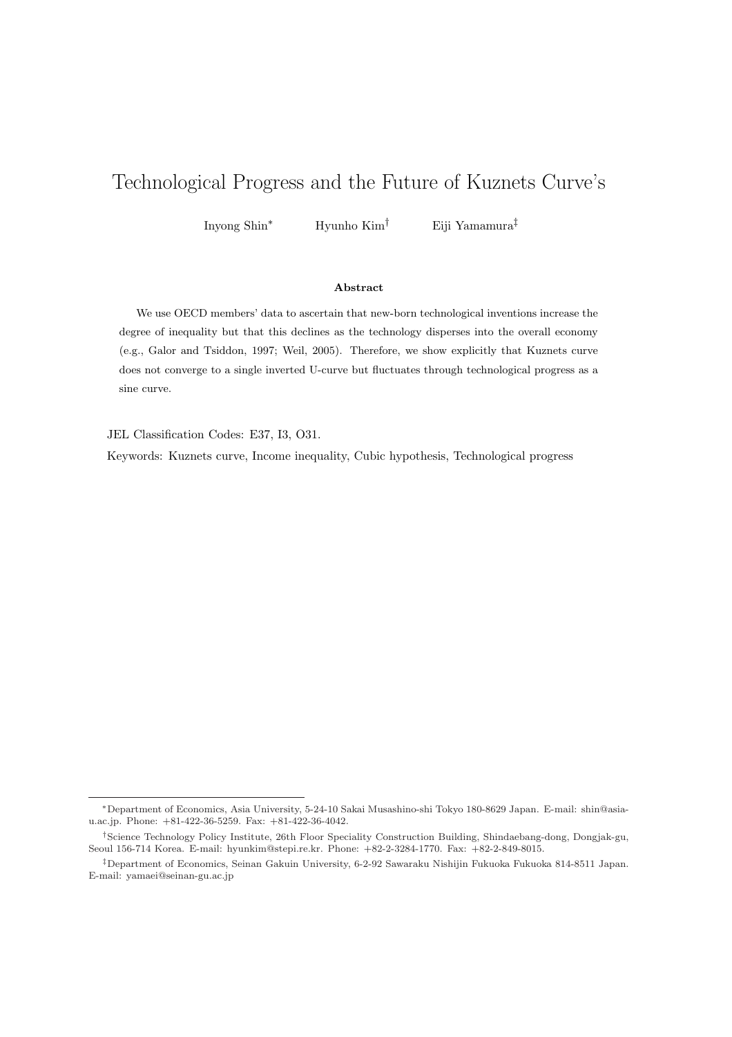# Technological Progress and the Future of Kuznets Curve's

Inyong Shin[*] Hyunho Kim[†] Eiji Yamamura[‡]

**Abstract**

We use OECD members' data to ascertain that new-born technological inventions increase the degree of inequality but that this declines as the technology disperses into the overall economy (e.g., Galor and Tsiddon, 1997; Weil, 2005). Therefore, we show explicitly that Kuznets curve does not converge to a single inverted U-curve but fluctuates through technological progress as a sine curve.

JEL Classification Codes: E37, I3, O31.

Keywords: Kuznets curve, Income inequality, Cubic hypothesis, Technological progress

---

[*] Department of Economics, Asia University, 5-24-10 Sakai Musashino-shi Tokyo 180-8629 Japan. E-mail: shin@asia-u.ac.jp. Phone: +81-422-36-5259. Fax: +81-422-36-4042.

[†] Science Technology Policy Institute, 26th Floor Speciality Construction Building, Shindaebang-dong, Dongjak-gu, Seoul 156-714 Korea. E-mail: hyunkim@stepi.re.kr. Phone: +82-2-3284-1770. Fax: +82-2-849-8015.

[‡] Department of Economics, Seinan Gakuin University, 6-2-92 Sawaraku Nishijin Fukuoka Fukuoka 814-8511 Japan. E-mail: yamaei@seinan-gu.ac.jp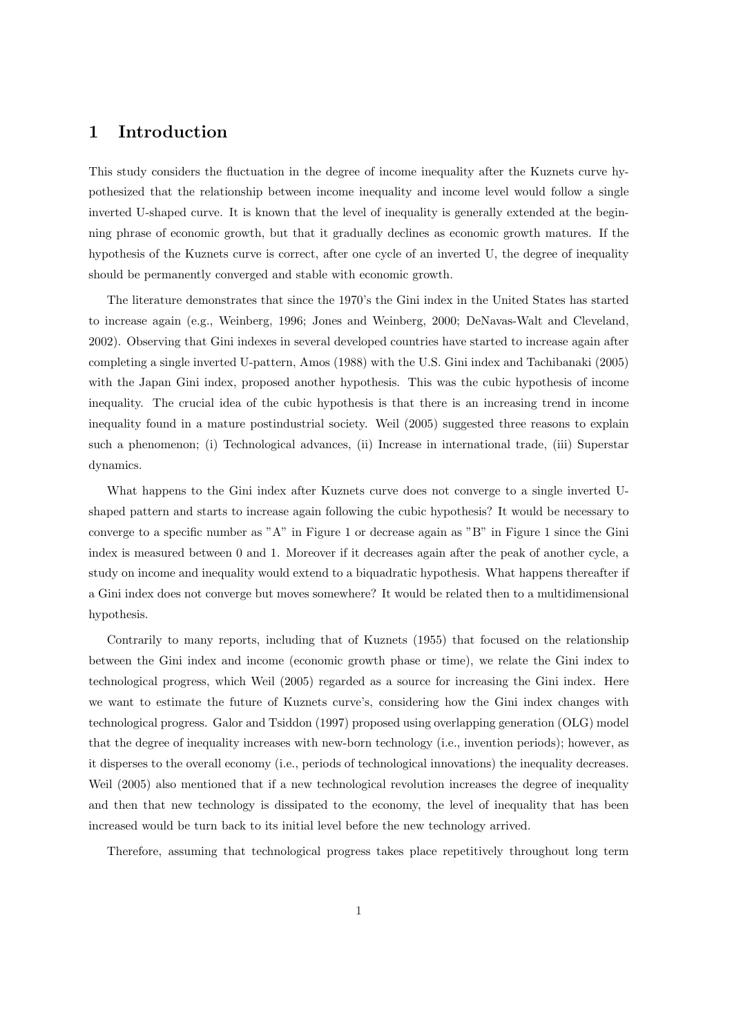# 1 Introduction

This study considers the fluctuation in the degree of income inequality after the Kuznets curve hypothesized that the relationship between income inequality and income level would follow a single inverted U-shaped curve. It is known that the level of inequality is generally extended at the beginning phrase of economic growth, but that it gradually declines as economic growth matures. If the hypothesis of the Kuznets curve is correct, after one cycle of an inverted U, the degree of inequality should be permanently converged and stable with economic growth.

The literature demonstrates that since the 1970's the Gini index in the United States has started to increase again (e.g., Weinberg, 1996; Jones and Weinberg, 2000; DeNavas-Walt and Cleveland, 2002). Observing that Gini indexes in several developed countries have started to increase again after completing a single inverted U-pattern, Amos (1988) with the U.S. Gini index and Tachibanaki (2005) with the Japan Gini index, proposed another hypothesis. This was the cubic hypothesis of income inequality. The crucial idea of the cubic hypothesis is that there is an increasing trend in income inequality found in a mature postindustrial society. Weil (2005) suggested three reasons to explain such a phenomenon; (i) Technological advances, (ii) Increase in international trade, (iii) Superstar dynamics.

What happens to the Gini index after Kuznets curve does not converge to a single inverted U-shaped pattern and starts to increase again following the cubic hypothesis? It would be necessary to converge to a specific number as "A" in Figure 1 or decrease again as "B" in Figure 1 since the Gini index is measured between 0 and 1. Moreover if it decreases again after the peak of another cycle, a study on income and inequality would extend to a biquadratic hypothesis. What happens thereafter if a Gini index does not converge but moves somewhere? It would be related then to a multidimensional hypothesis.

Contrarily to many reports, including that of Kuznets (1955) that focused on the relationship between the Gini index and income (economic growth phase or time), we relate the Gini index to technological progress, which Weil (2005) regarded as a source for increasing the Gini index. Here we want to estimate the future of Kuznets curve's, considering how the Gini index changes with technological progress. Galor and Tsiddon (1997) proposed using overlapping generation (OLG) model that the degree of inequality increases with new-born technology (i.e., invention periods); however, as it disperses to the overall economy (i.e., periods of technological innovations) the inequality decreases. Weil (2005) also mentioned that if a new technological revolution increases the degree of inequality and then that new technology is dissipated to the economy, the level of inequality that has been increased would be turn back to its initial level before the new technology arrived.

Therefore, assuming that technological progress takes place repetitively throughout long term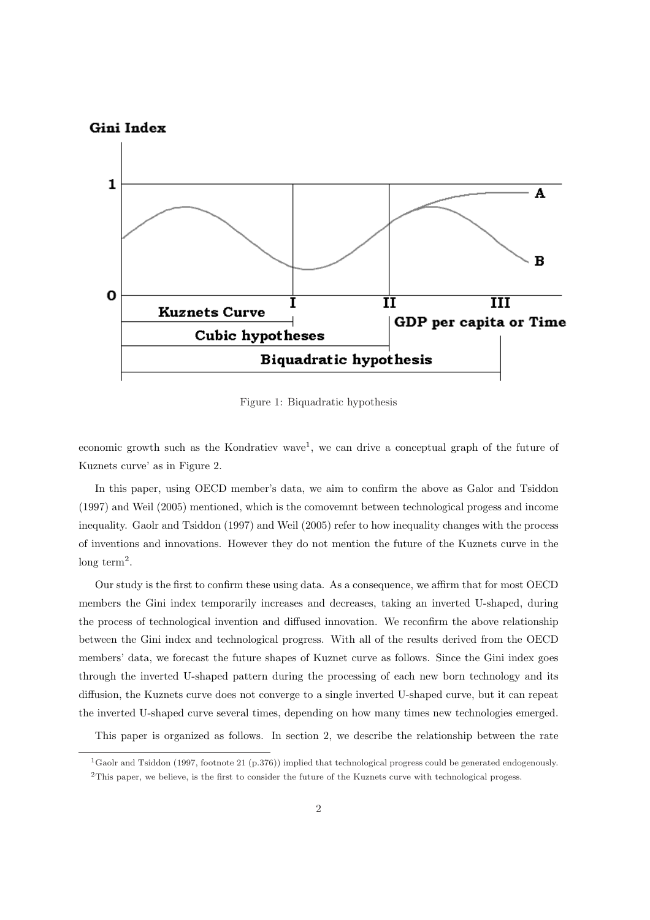Figure 1: Biquadratic hypothesis

economic growth such as the Kondratiev wave[1], we can drive a conceptual graph of the future of Kuznets curve' as in Figure 2.

In this paper, using OECD member's data, we aim to confirm the above as Galor and Tsiddon (1997) and Weil (2005) mentioned, which is the comovemnt between technological progess and income inequality. Gaolr and Tsiddon (1997) and Weil (2005) refer to how inequality changes with the process of inventions and innovations. However they do not mention the future of the Kuznets curve in the long term[2].

Our study is the first to confirm these using data. As a consequence, we affirm that for most OECD members the Gini index temporarily increases and decreases, taking an inverted U-shaped, during the process of technological invention and diffused innovation. We reconfirm the above relationship between the Gini index and technological progress. With all of the results derived from the OECD members' data, we forecast the future shapes of Kuznet curve as follows. Since the Gini index goes through the inverted U-shaped pattern during the processing of each new born technology and its diffusion, the Kuznets curve does not converge to a single inverted U-shaped curve, but it can repeat the inverted U-shaped curve several times, depending on how many times new technologies emerged.

This paper is organized as follows. In section 2, we describe the relationship between the rate

[1] Gaolr and Tsiddon (1997, footnote 21 (p.376)) implied that technological progress could be generated endogenously.

[2] This paper, we believe, is the first to consider the future of the Kuznets curve with technological progess.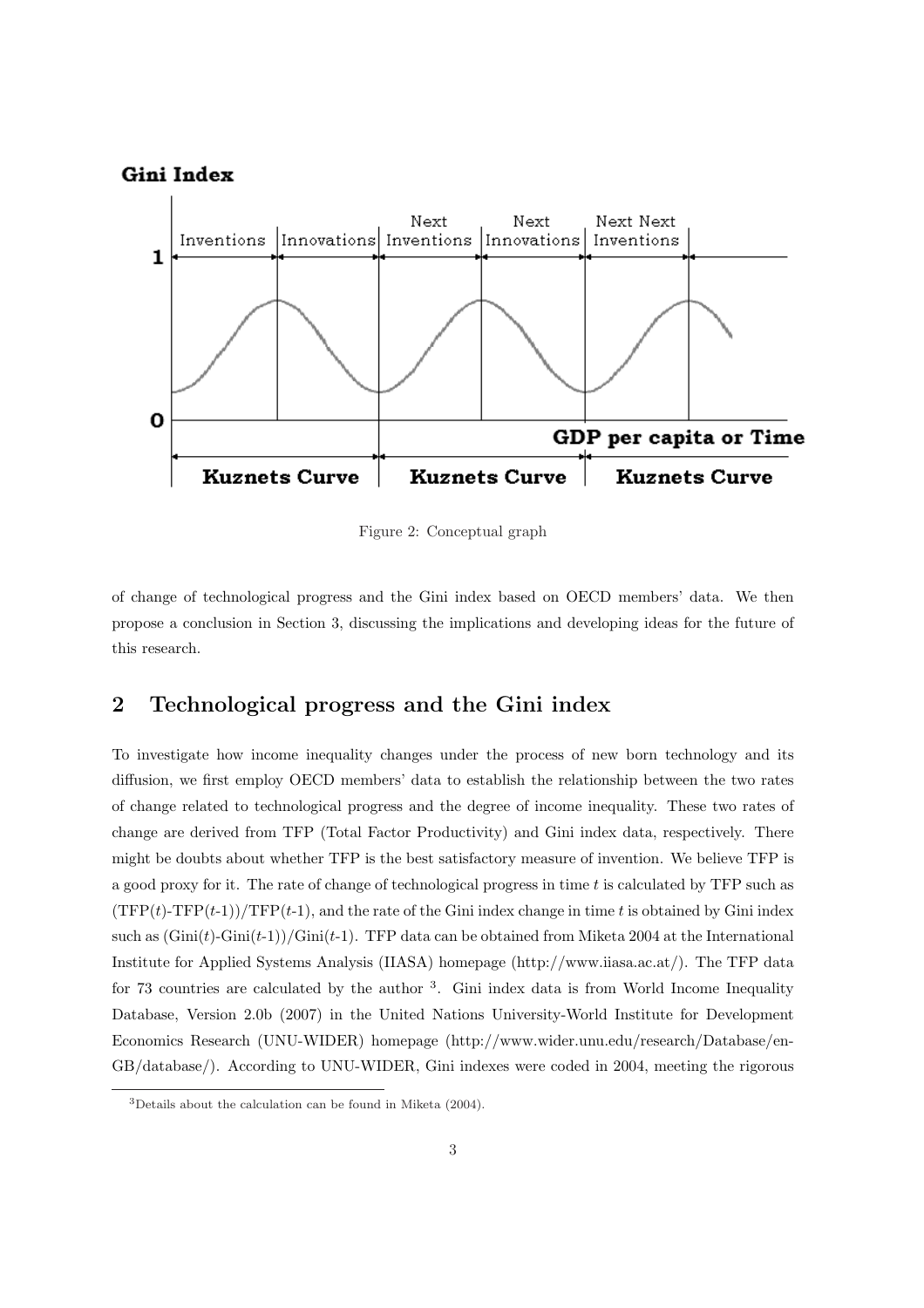Figure 2: Conceptual graph

of change of technological progress and the Gini index based on OECD members' data. We then propose a conclusion in Section 3, discussing the implications and developing ideas for the future of this research.

## 2 Technological progress and the Gini index

To investigate how income inequality changes under the process of new born technology and its diffusion, we first employ OECD members' data to establish the relationship between the two rates of change related to technological progress and the degree of income inequality. These two rates of change are derived from TFP (Total Factor Productivity) and Gini index data, respectively. There might be doubts about whether TFP is the best satisfactory measure of invention. We believe TFP is a good proxy for it. The rate of change of technological progress in time $t$ is calculated by TFP such as (TFP($t$)-TFP($t$-1))/TFP($t$-1), and the rate of the Gini index change in time $t$ is obtained by Gini index such as (Gini($t$)-Gini($t$-1))/Gini($t$-1). TFP data can be obtained from Miketa 2004 at the International Institute for Applied Systems Analysis (IIASA) homepage (http://www.iiasa.ac.at/). The TFP data for 73 countries are calculated by the author [3]. Gini index data is from World Income Inequality Database, Version 2.0b (2007) in the United Nations University-World Institute for Development Economics Research (UNU-WIDER) homepage (http://www.wider.unu.edu/research/Database/en-GB/database/). According to UNU-WIDER, Gini indexes were coded in 2004, meeting the rigorous

[3] Details about the calculation can be found in Miketa (2004).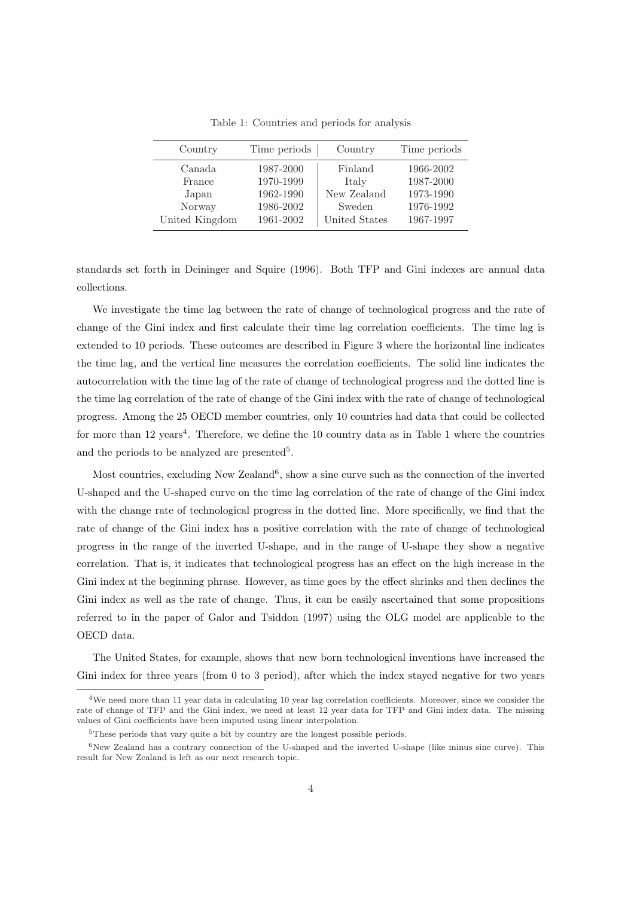Table 1: Countries and periods for analysis

| Country | Time periods | Country | Time periods |
|---|---|---|---|
| Canada | 1987-2000 | Finland | 1966-2002 |
| France | 1970-1999 | Italy | 1987-2000 |
| Japan | 1962-1990 | New Zealand | 1973-1990 |
| Norway | 1986-2002 | Sweden | 1976-1992 |
| United Kingdom | 1961-2002 | United States | 1967-1997 |

standards set forth in Deininger and Squire (1996). Both TFP and Gini indexes are annual data collections.

We investigate the time lag between the rate of change of technological progress and the rate of change of the Gini index and first calculate their time lag correlation coefficients. The time lag is extended to 10 periods. These outcomes are described in Figure 3 where the horizontal line indicates the time lag, and the vertical line measures the correlation coefficients. The solid line indicates the autocorrelation with the time lag of the rate of change of technological progress and the dotted line is the time lag correlation of the rate of change of the Gini index with the rate of change of technological progress. Among the 25 OECD member countries, only 10 countries had data that could be collected for more than 12 years[4]. Therefore, we define the 10 country data as in Table 1 where the countries and the periods to be analyzed are presented[5].

Most countries, excluding New Zealand[6], show a sine curve such as the connection of the inverted U-shaped and the U-shaped curve on the time lag correlation of the rate of change of the Gini index with the change rate of technological progress in the dotted line. More specifically, we find that the rate of change of the Gini index has a positive correlation with the rate of change of technological progress in the range of the inverted U-shape, and in the range of U-shape they show a negative correlation. That is, it indicates that technological progress has an effect on the high increase in the Gini index at the beginning phrase. However, as time goes by the effect shrinks and then declines the Gini index as well as the rate of change. Thus, it can be easily ascertained that some propositions referred to in the paper of Galor and Tsiddon (1997) using the OLG model are applicable to the OECD data.

The United States, for example, shows that new born technological inventions have increased the Gini index for three years (from 0 to 3 period), after which the index stayed negative for two years

[4] We need more than 11 year data in calculating 10 year lag correlation coefficients. Moreover, since we consider the rate of change of TFP and the Gini index, we need at least 12 year data for TFP and Gini index data. The missing values of Gini coefficients have been imputed using linear interpolation.

[5] These periods that vary quite a bit by country are the longest possible periods.

[6] New Zealand has a contrary connection of the U-shaped and the inverted U-shape (like minus sine curve). This result for New Zealand is left as our next research topic.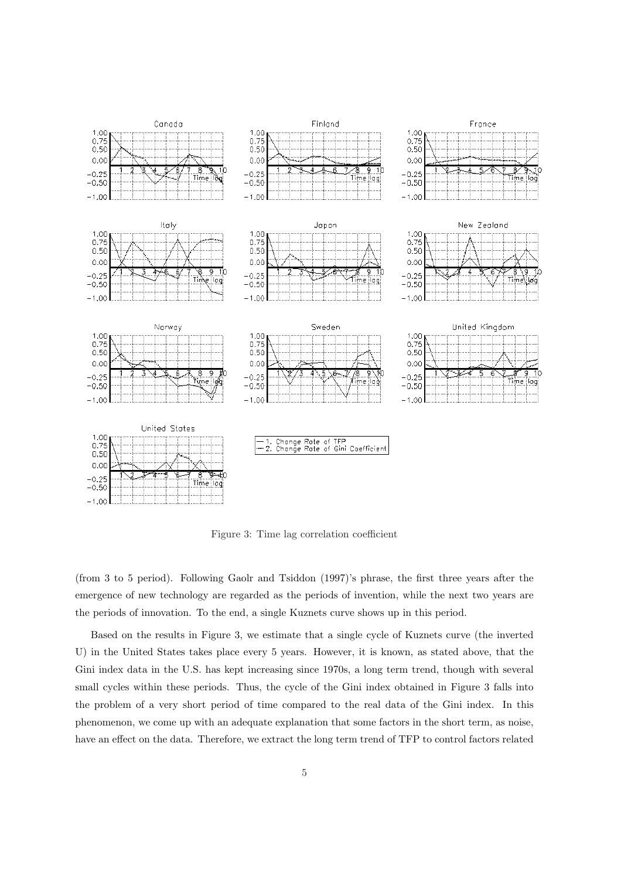Figure 3: Time lag correlation coefficient

(from 3 to 5 period). Following Gaolr and Tsiddon (1997)'s phrase, the first three years after the emergence of new technology are regarded as the periods of invention, while the next two years are the periods of innovation. To the end, a single Kuznets curve shows up in this period.

Based on the results in Figure 3, we estimate that a single cycle of Kuznets curve (the inverted U) in the United States takes place every 5 years. However, it is known, as stated above, that the Gini index data in the U.S. has kept increasing since 1970s, a long term trend, though with several small cycles within these periods. Thus, the cycle of the Gini index obtained in Figure 3 falls into the problem of a very short period of time compared to the real data of the Gini index. In this phenomenon, we come up with an adequate explanation that some factors in the short term, as noise, have an effect on the data. Therefore, we extract the long term trend of TFP to control factors related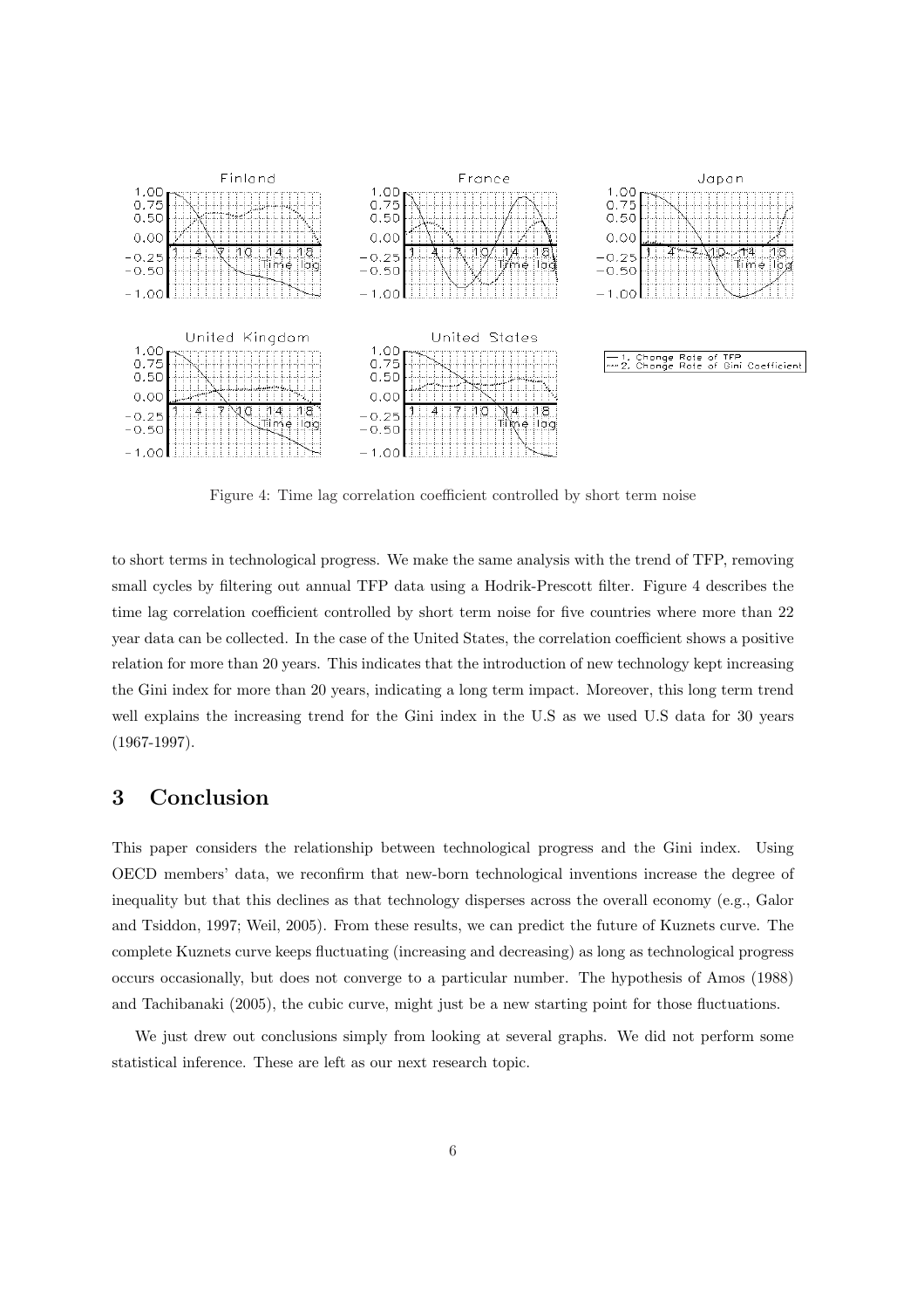Figure 4: Time lag correlation coefficient controlled by short term noise

to short terms in technological progress. We make the same analysis with the trend of TFP, removing small cycles by filtering out annual TFP data using a Hodrik-Prescott filter. Figure 4 describes the time lag correlation coefficient controlled by short term noise for five countries where more than 22 year data can be collected. In the case of the United States, the correlation coefficient shows a positive relation for more than 20 years. This indicates that the introduction of new technology kept increasing the Gini index for more than 20 years, indicating a long term impact. Moreover, this long term trend well explains the increasing trend for the Gini index in the U.S as we used U.S data for 30 years (1967-1997).

## 3 Conclusion

This paper considers the relationship between technological progress and the Gini index. Using OECD members' data, we reconfirm that new-born technological inventions increase the degree of inequality but that this declines as that technology disperses across the overall economy (e.g., Galor and Tsiddon, 1997; Weil, 2005). From these results, we can predict the future of Kuznets curve. The complete Kuznets curve keeps fluctuating (increasing and decreasing) as long as technological progress occurs occasionally, but does not converge to a particular number. The hypothesis of Amos (1988) and Tachibanaki (2005), the cubic curve, might just be a new starting point for those fluctuations.

We just drew out conclusions simply from looking at several graphs. We did not perform some statistical inference. These are left as our next research topic.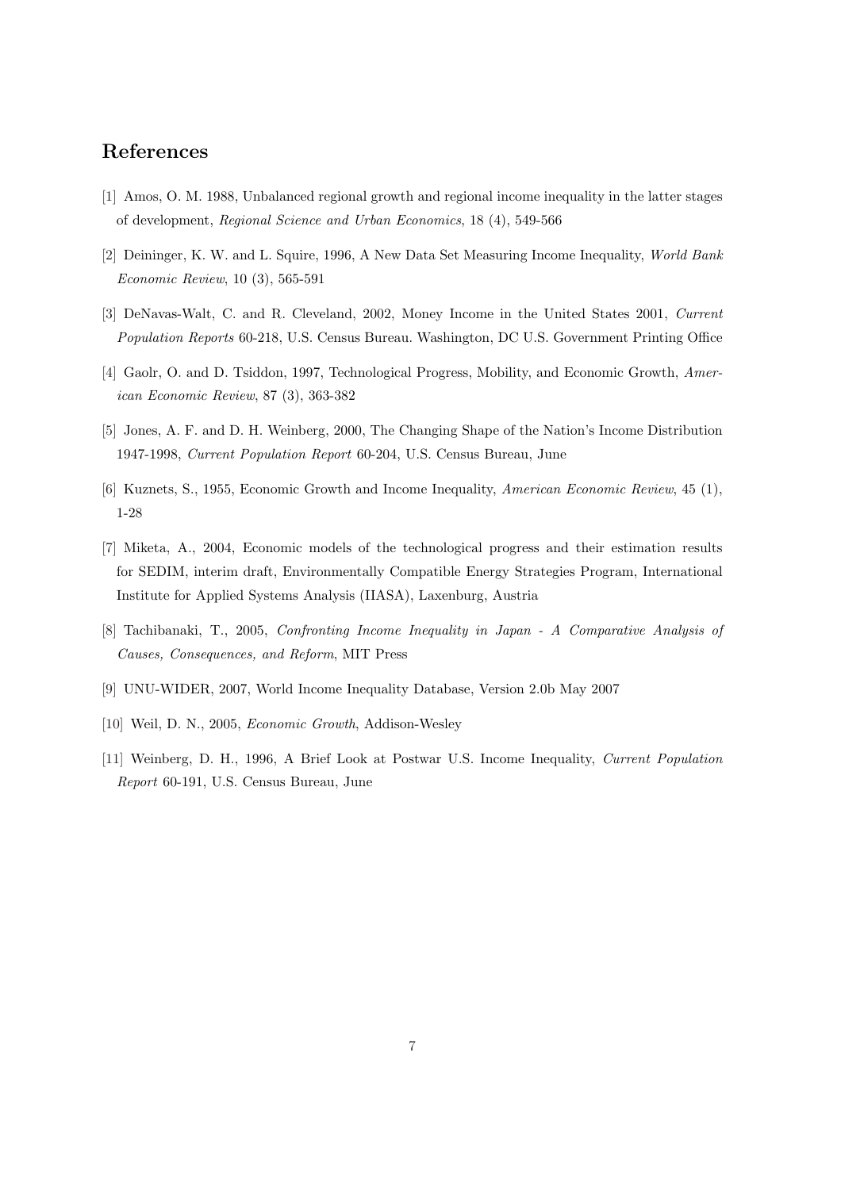## References

[1] Amos, O. M. 1988, Unbalanced regional growth and regional income inequality in the latter stages of development, *Regional Science and Urban Economics*, 18 (4), 549-566

[2] Deininger, K. W. and L. Squire, 1996, A New Data Set Measuring Income Inequality, *World Bank Economic Review*, 10 (3), 565-591

[3] DeNavas-Walt, C. and R. Cleveland, 2002, Money Income in the United States 2001, *Current Population Reports* 60-218, U.S. Census Bureau. Washington, DC U.S. Government Printing Office

[4] Gaolr, O. and D. Tsiddon, 1997, Technological Progress, Mobility, and Economic Growth, *American Economic Review*, 87 (3), 363-382

[5] Jones, A. F. and D. H. Weinberg, 2000, The Changing Shape of the Nation's Income Distribution 1947-1998, *Current Population Report* 60-204, U.S. Census Bureau, June

[6] Kuznets, S., 1955, Economic Growth and Income Inequality, *American Economic Review*, 45 (1), 1-28

[7] Miketa, A., 2004, Economic models of the technological progress and their estimation results for SEDIM, interim draft, Environmentally Compatible Energy Strategies Program, International Institute for Applied Systems Analysis (IIASA), Laxenburg, Austria

[8] Tachibanaki, T., 2005, *Confronting Income Inequality in Japan - A Comparative Analysis of Causes, Consequences, and Reform*, MIT Press

[9] UNU-WIDER, 2007, World Income Inequality Database, Version 2.0b May 2007

[10] Weil, D. N., 2005, *Economic Growth*, Addison-Wesley

[11] Weinberg, D. H., 1996, A Brief Look at Postwar U.S. Income Inequality, *Current Population Report* 60-191, U.S. Census Bureau, June